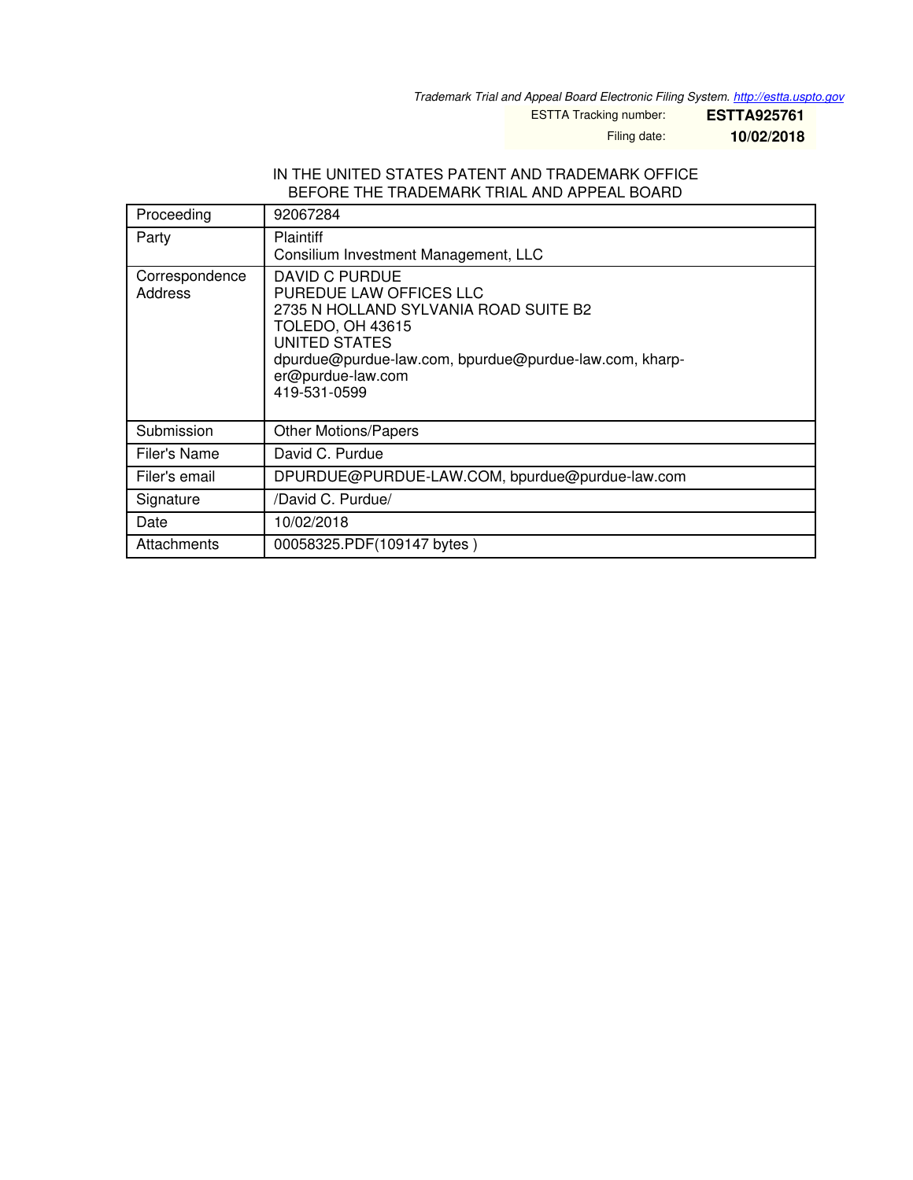Trademark Trial and Appeal Board Electronic Filing System. http://estta.uspto.gov

ESTTA Tracking number: **ESTTA925761**

Filing date: **10/02/2018**

IN THE UNITED STATES PATENT AND TRADEMARK OFFICE
BEFORE THE TRADEMARK TRIAL AND APPEAL BOARD

| Proceeding | 92067284 |
|---|---|
| Party | Plaintiff<br>Consilium Investment Management, LLC |
| Correspondence Address | DAVID C PURDUE<br>PUREDUE LAW OFFICES LLC<br>2735 N HOLLAND SYLVANIA ROAD SUITE B2<br>TOLEDO, OH 43615<br>UNITED STATES<br>dpurdue@purdue-law.com, bpurdue@purdue-law.com, kharper@purdue-law.com<br>419-531-0599 |
| Submission | Other Motions/Papers |
| Filer's Name | David C. Purdue |
| Filer's email | DPURDUE@PURDUE-LAW.COM, bpurdue@purdue-law.com |
| Signature | /David C. Purdue/ |
| Date | 10/02/2018 |
| Attachments | 00058325.PDF(109147 bytes ) |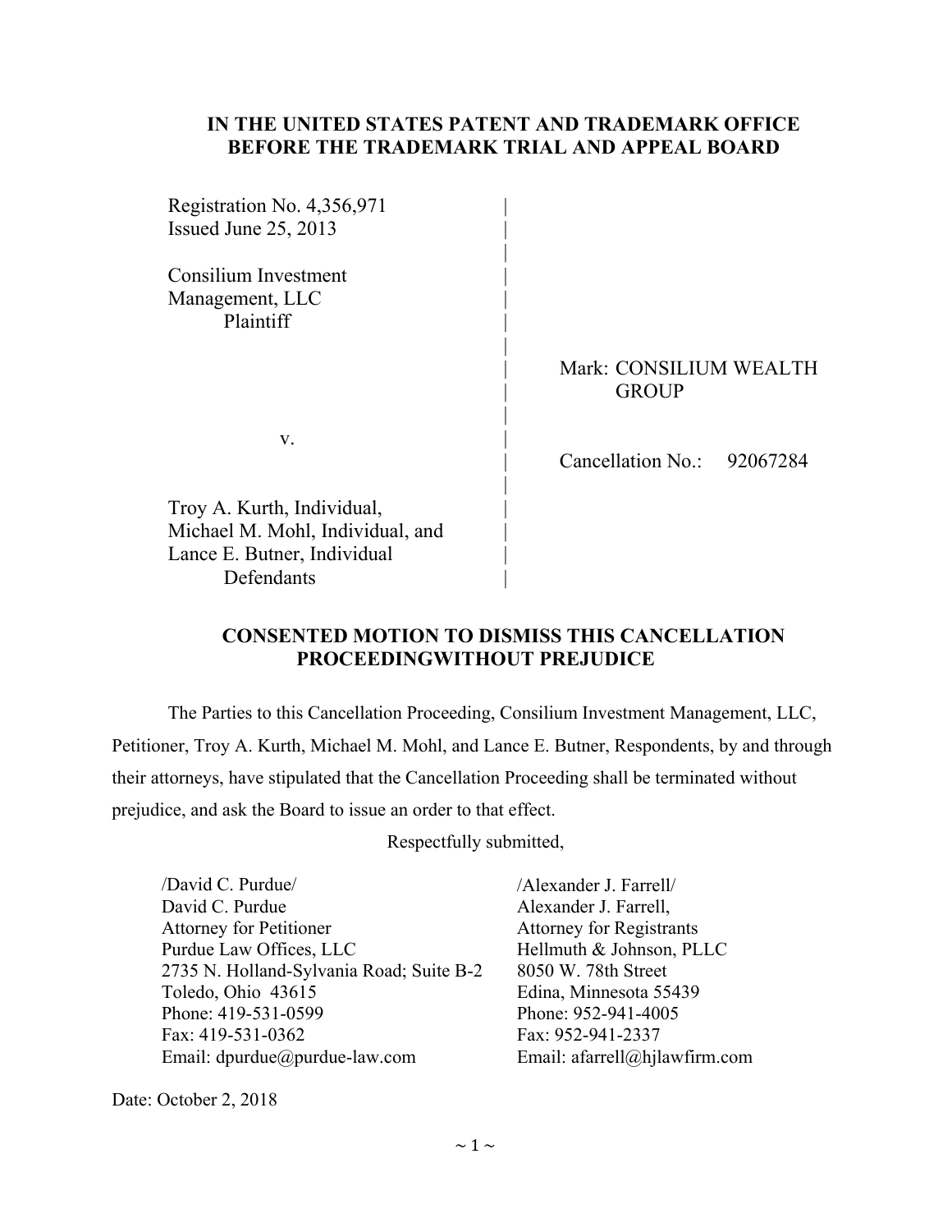## IN THE UNITED STATES PATENT AND TRADEMARK OFFICE
## BEFORE THE TRADEMARK TRIAL AND APPEAL BOARD

| | |
|---|---|
| Registration No. 4,356,971<br>Issued June 25, 2013<br><br>Consilium Investment Management, LLC<br>Plaintiff | |
| | Mark: CONSILIUM WEALTH GROUP |
| v. | Cancellation No.: 92067284 |
| Troy A. Kurth, Individual,<br>Michael M. Mohl, Individual, and<br>Lance E. Butner, Individual<br>Defendants | |

### CONSENTED MOTION TO DISMISS THIS CANCELLATION PROCEEDINGWITHOUT PREJUDICE

The Parties to this Cancellation Proceeding, Consilium Investment Management, LLC, Petitioner, Troy A. Kurth, Michael M. Mohl, and Lance E. Butner, Respondents, by and through their attorneys, have stipulated that the Cancellation Proceeding shall be terminated without prejudice, and ask the Board to issue an order to that effect.

Respectfully submitted,

/David C. Purdue/
David C. Purdue
Attorney for Petitioner
Purdue Law Offices, LLC
2735 N. Holland-Sylvania Road; Suite B-2
Toledo, Ohio 43615
Phone: 419-531-0599
Fax: 419-531-0362
Email: dpurdue@purdue-law.com

/Alexander J. Farrell/
Alexander J. Farrell,
Attorney for Registrants
Hellmuth & Johnson, PLLC
8050 W. 78th Street
Edina, Minnesota 55439
Phone: 952-941-4005
Fax: 952-941-2337
Email: afarrell@hjlawfirm.com

Date: October 2, 2018